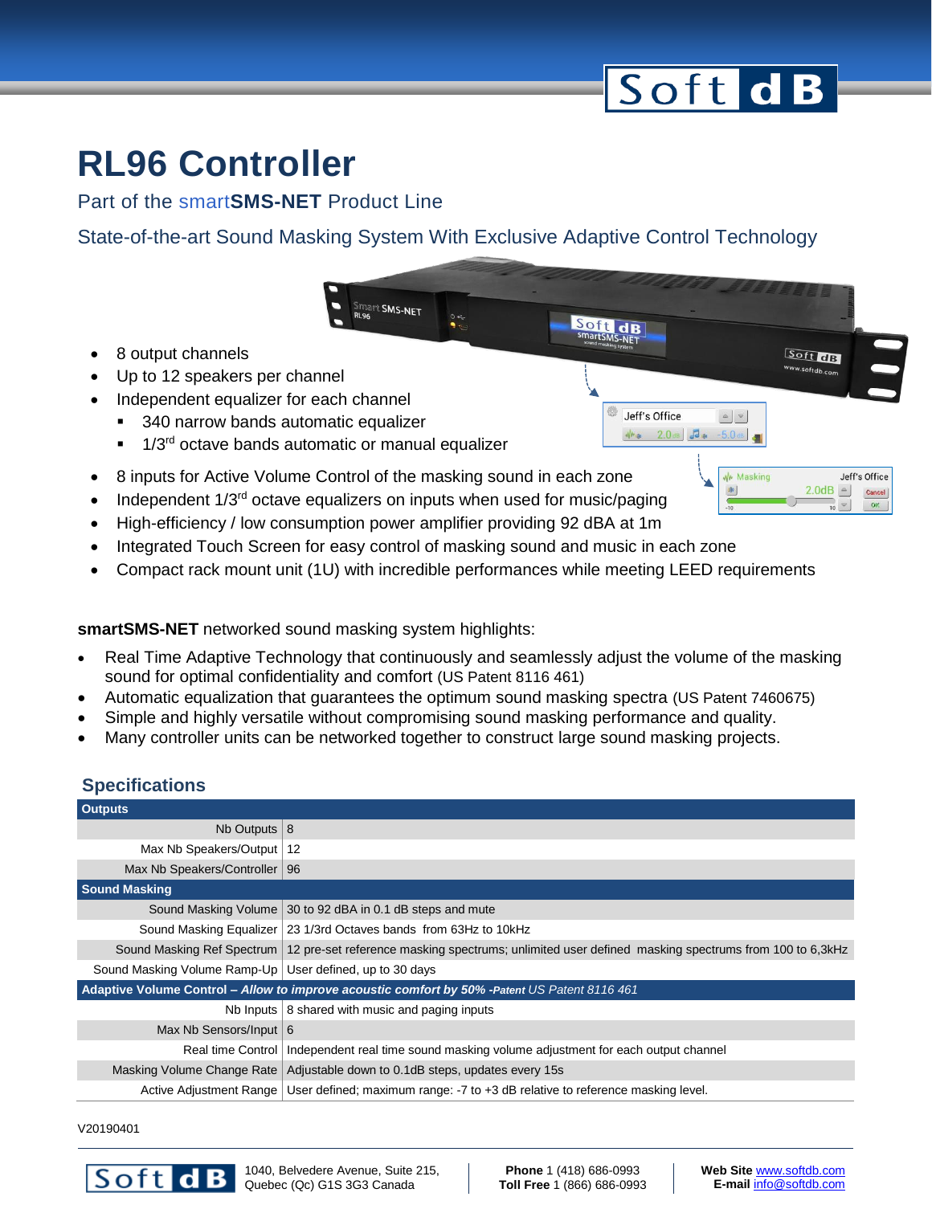# RL96 Controller

Part of the smart**SMS-NET** Product Line

State-of-the-art Sound Masking System With Exclusive Adaptive Control Technology

- 8 output channels
- Up to 12 speakers per channel
- Independent equalizer for each channel
  - 340 narrow bands automatic equalizer
  - 1/3rd octave bands automatic or manual equalizer
- 8 inputs for Active Volume Control of the masking sound in each zone
- Independent 1/3rd octave equalizers on inputs when used for music/paging
- High-efficiency / low consumption power amplifier providing 92 dBA at 1m
- Integrated Touch Screen for easy control of masking sound and music in each zone
- Compact rack mount unit (1U) with incredible performances while meeting LEED requirements

**smartSMS-NET** networked sound masking system highlights:

- Real Time Adaptive Technology that continuously and seamlessly adjust the volume of the masking sound for optimal confidentiality and comfort (US Patent 8116 461)
- Automatic equalization that guarantees the optimum sound masking spectra (US Patent 7460675)
- Simple and highly versatile without compromising sound masking performance and quality.
- Many controller units can be networked together to construct large sound masking projects.

## Specifications

| | |
|---|---|
| **Outputs** | |
| Nb Outputs | 8 |
| Max Nb Speakers/Output | 12 |
| Max Nb Speakers/Controller | 96 |
| **Sound Masking** | |
| Sound Masking Volume | 30 to 92 dBA in 0.1 dB steps and mute |
| Sound Masking Equalizer | 23 1/3rd Octaves bands from 63Hz to 10kHz |
| Sound Masking Ref Spectrum | 12 pre-set reference masking spectrums; unlimited user defined masking spectrums from 100 to 6,3kHz |
| Sound Masking Volume Ramp-Up | User defined, up to 30 days |
| **Adaptive Volume Control – *Allow to improve acoustic comfort by 50% -Patent US Patent 8116 461*** | |
| Nb Inputs | 8 shared with music and paging inputs |
| Max Nb Sensors/Input | 6 |
| Real time Control | Independent real time sound masking volume adjustment for each output channel |
| Masking Volume Change Rate | Adjustable down to 0.1dB steps, updates every 15s |
| Active Adjustment Range | User defined; maximum range: -7 to +3 dB relative to reference masking level. |

V20190401

1040, Belvedere Avenue, Suite 215,
Quebec (Qc) G1S 3G3 Canada

**Phone** 1 (418) 686-0993
**Toll Free** 1 (866) 686-0993

**Web Site** www.softdb.com
**E-mail** info@softdb.com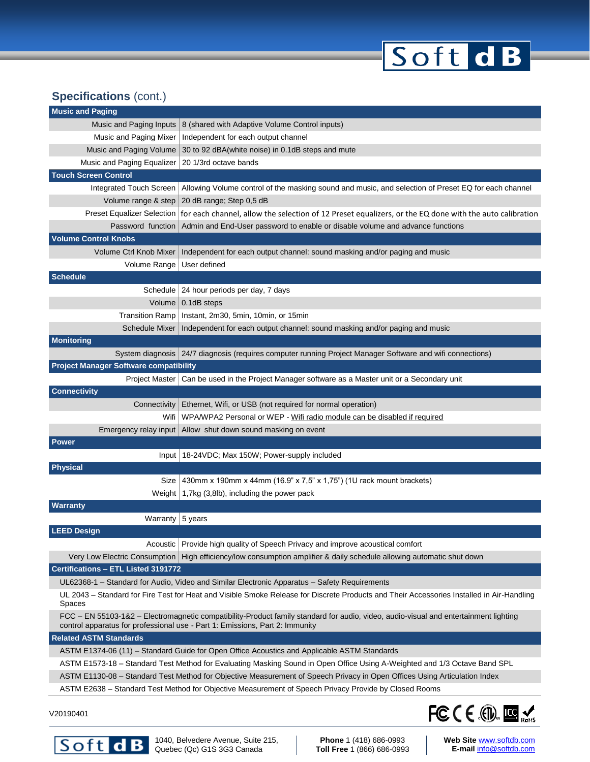## Specifications (cont.)

| | |
|---|---|
| **Music and Paging** | |
| Music and Paging Inputs | 8 (shared with Adaptive Volume Control inputs) |
| Music and Paging Mixer | Independent for each output channel |
| Music and Paging Volume | 30 to 92 dBA(white noise) in 0.1dB steps and mute |
| Music and Paging Equalizer | 20 1/3rd octave bands |
| **Touch Screen Control** | |
| Integrated Touch Screen | Allowing Volume control of the masking sound and music, and selection of Preset EQ for each channel |
| Volume range & step | 20 dB range; Step 0,5 dB |
| Preset Equalizer Selection | for each channel, allow the selection of 12 Preset equalizers, or the EQ done with the auto calibration |
| Password function | Admin and End-User password to enable or disable volume and advance functions |
| **Volume Control Knobs** | |
| Volume Ctrl Knob Mixer | Independent for each output channel: sound masking and/or paging and music |
| Volume Range | User defined |
| **Schedule** | |
| Schedule | 24 hour periods per day, 7 days |
| Volume | 0.1dB steps |
| Transition Ramp | Instant, 2m30, 5min, 10min, or 15min |
| Schedule Mixer | Independent for each output channel: sound masking and/or paging and music |
| **Monitoring** | |
| System diagnosis | 24/7 diagnosis (requires computer running Project Manager Software and wifi connections) |
| **Project Manager Software compatibility** | |
| Project Master | Can be used in the Project Manager software as a Master unit or a Secondary unit |
| **Connectivity** | |
| Connectivity | Ethernet, Wifi, or USB (not required for normal operation) |
| Wifi | WPA/WPA2 Personal or WEP - Wifi radio module can be disabled if required |
| Emergency relay input | Allow shut down sound masking on event |
| **Power** | |
| Input | 18-24VDC; Max 150W; Power-supply included |
| **Physical** | |
| Size | 430mm x 190mm x 44mm (16.9" x 7,5" x 1,75") (1U rack mount brackets) |
| Weight | 1,7kg (3,8lb), including the power pack |
| **Warranty** | |
| Warranty | 5 years |
| **LEED Design** | |
| Acoustic | Provide high quality of Speech Privacy and improve acoustical comfort |
| Very Low Electric Consumption | High efficiency/low consumption amplifier & daily schedule allowing automatic shut down |

**Certifications – ETL Listed 3191772**

- UL62368-1 – Standard for Audio, Video and Similar Electronic Apparatus – Safety Requirements
- UL 2043 – Standard for Fire Test for Heat and Visible Smoke Release for Discrete Products and Their Accessories Installed in Air-Handling Spaces
- FCC – EN 55103-1&2 – Electromagnetic compatibility-Product family standard for audio, video, audio-visual and entertainment lighting control apparatus for professional use - Part 1: Emissions, Part 2: Immunity

**Related ASTM Standards**

- ASTM E1374-06 (11) – Standard Guide for Open Office Acoustics and Applicable ASTM Standards
- ASTM E1573-18 – Standard Test Method for Evaluating Masking Sound in Open Office Using A-Weighted and 1/3 Octave Band SPL
- ASTM E1130-08 – Standard Test Method for Objective Measurement of Speech Privacy in Open Offices Using Articulation Index
- ASTM E2638 – Standard Test Method for Objective Measurement of Speech Privacy Provide by Closed Rooms

V20190401

1040, Belvedere Avenue, Suite 215,
Quebec (Qc) G1S 3G3 Canada

**Phone** 1 (418) 686-0993
**Toll Free** 1 (866) 686-0993

**Web Site** www.softdb.com
**E-mail** info@softdb.com